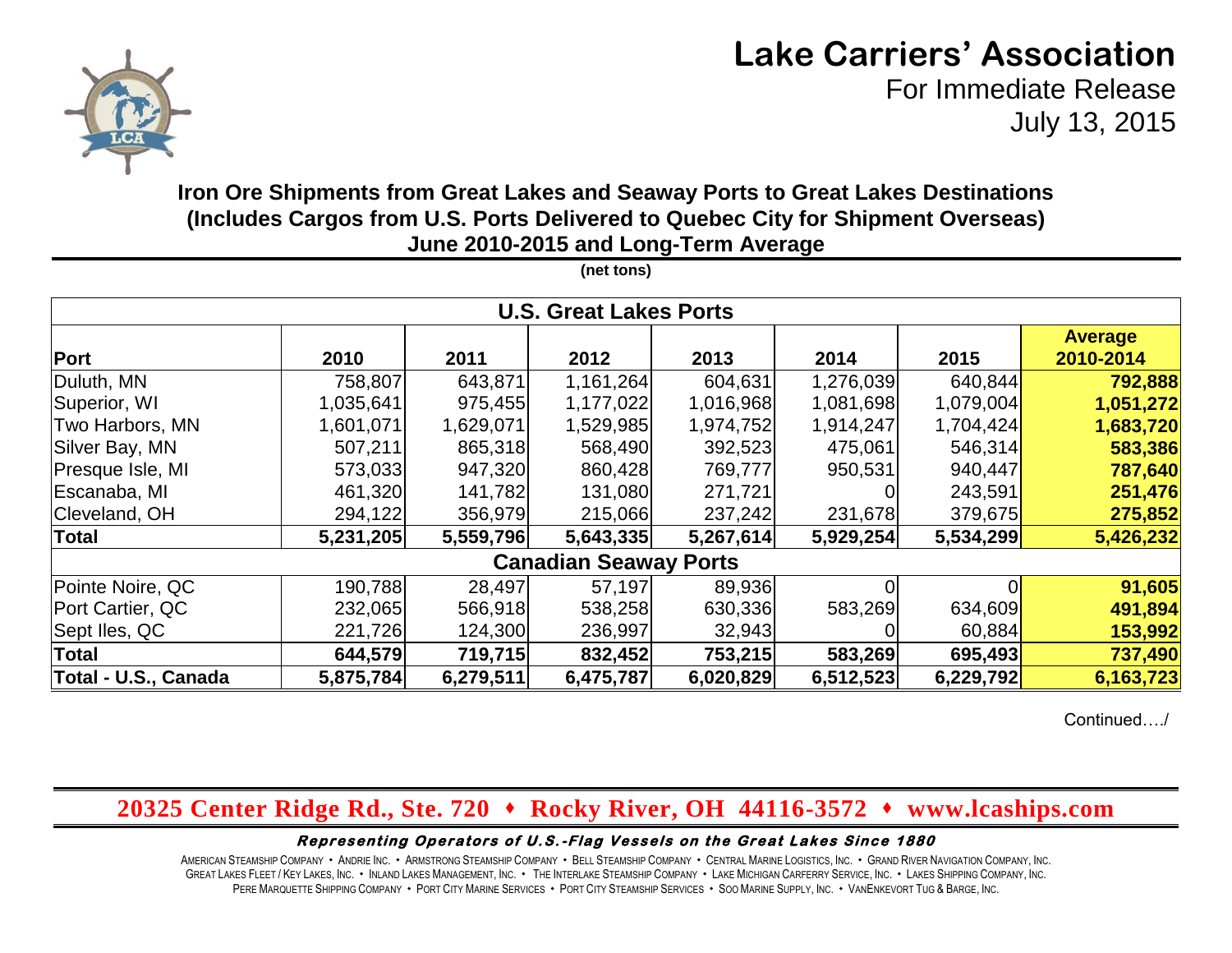# Lake Carriers' Association

For Immediate Release
July 13, 2015

## Iron Ore Shipments from Great Lakes and Seaway Ports to Great Lakes Destinations (Includes Cargos from U.S. Ports Delivered to Quebec City for Shipment Overseas) June 2010-2015 and Long-Term Average

(net tons)

| Port | 2010 | 2011 | 2012 | 2013 | 2014 | 2015 | Average 2010-2014 |
|---|---|---|---|---|---|---|---|
| **U.S. Great Lakes Ports** | | | | | | | |
| Duluth, MN | 758,807 | 643,871 | 1,161,264 | 604,631 | 1,276,039 | 640,844 | **792,888** |
| Superior, WI | 1,035,641 | 975,455 | 1,177,022 | 1,016,968 | 1,081,698 | 1,079,004 | **1,051,272** |
| Two Harbors, MN | 1,601,071 | 1,629,071 | 1,529,985 | 1,974,752 | 1,914,247 | 1,704,424 | **1,683,720** |
| Silver Bay, MN | 507,211 | 865,318 | 568,490 | 392,523 | 475,061 | 546,314 | **583,386** |
| Presque Isle, MI | 573,033 | 947,320 | 860,428 | 769,777 | 950,531 | 940,447 | **787,640** |
| Escanaba, MI | 461,320 | 141,782 | 131,080 | 271,721 | 0 | 243,591 | **251,476** |
| Cleveland, OH | 294,122 | 356,979 | 215,066 | 237,242 | 231,678 | 379,675 | **275,852** |
| **Total** | **5,231,205** | **5,559,796** | **5,643,335** | **5,267,614** | **5,929,254** | **5,534,299** | **5,426,232** |
| **Canadian Seaway Ports** | | | | | | | |
| Pointe Noire, QC | 190,788 | 28,497 | 57,197 | 89,936 | 0 | 0 | **91,605** |
| Port Cartier, QC | 232,065 | 566,918 | 538,258 | 630,336 | 583,269 | 634,609 | **491,894** |
| Sept Iles, QC | 221,726 | 124,300 | 236,997 | 32,943 | 0 | 60,884 | **153,992** |
| **Total** | **644,579** | **719,715** | **832,452** | **753,215** | **583,269** | **695,493** | **737,490** |
| **Total - U.S., Canada** | **5,875,784** | **6,279,511** | **6,475,787** | **6,020,829** | **6,512,523** | **6,229,792** | **6,163,723** |

Continued…./

**20325 Center Ridge Rd., Ste. 720 • Rocky River, OH 44116-3572 • www.lcaships.com**

***Representing Operators of U.S.-Flag Vessels on the Great Lakes Since 1880***

American Steamship Company • Andrie Inc. • Armstrong Steamship Company • Bell Steamship Company • Central Marine Logistics, Inc. • Grand River Navigation Company, Inc. Great Lakes Fleet / Key Lakes, Inc. • Inland Lakes Management, Inc. • The Interlake Steamship Company • Lake Michigan Carferry Service, Inc. • Lakes Shipping Company, Inc. Pere Marquette Shipping Company • Port City Marine Services • Port City Steamship Services • Soo Marine Supply, Inc. • VanEnkevort Tug & Barge, Inc.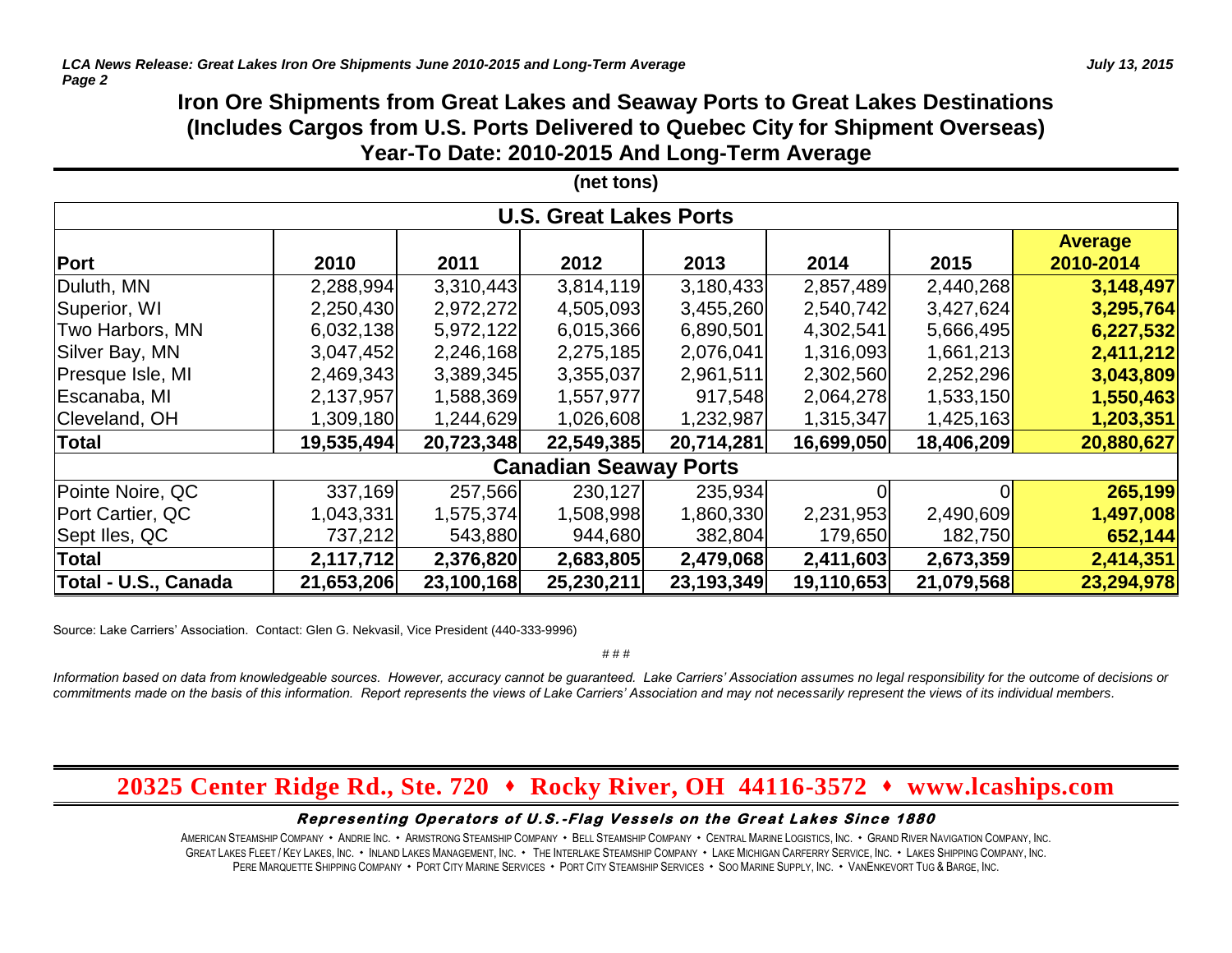## Iron Ore Shipments from Great Lakes and Seaway Ports to Great Lakes Destinations (Includes Cargos from U.S. Ports Delivered to Quebec City for Shipment Overseas) Year-To Date: 2010-2015 And Long-Term Average

(net tons)

| Port | 2010 | 2011 | 2012 | 2013 | 2014 | 2015 | Average 2010-2014 |
|---|---|---|---|---|---|---|---|
| **U.S. Great Lakes Ports** | | | | | | | |
| Duluth, MN | 2,288,994 | 3,310,443 | 3,814,119 | 3,180,433 | 2,857,489 | 2,440,268 | **3,148,497** |
| Superior, WI | 2,250,430 | 2,972,272 | 4,505,093 | 3,455,260 | 2,540,742 | 3,427,624 | **3,295,764** |
| Two Harbors, MN | 6,032,138 | 5,972,122 | 6,015,366 | 6,890,501 | 4,302,541 | 5,666,495 | **6,227,532** |
| Silver Bay, MN | 3,047,452 | 2,246,168 | 2,275,185 | 2,076,041 | 1,316,093 | 1,661,213 | **2,411,212** |
| Presque Isle, MI | 2,469,343 | 3,389,345 | 3,355,037 | 2,961,511 | 2,302,560 | 2,252,296 | **3,043,809** |
| Escanaba, MI | 2,137,957 | 1,588,369 | 1,557,977 | 917,548 | 2,064,278 | 1,533,150 | **1,550,463** |
| Cleveland, OH | 1,309,180 | 1,244,629 | 1,026,608 | 1,232,987 | 1,315,347 | 1,425,163 | **1,203,351** |
| **Total** | **19,535,494** | **20,723,348** | **22,549,385** | **20,714,281** | **16,699,050** | **18,406,209** | **20,880,627** |
| **Canadian Seaway Ports** | | | | | | | |
| Pointe Noire, QC | 337,169 | 257,566 | 230,127 | 235,934 | 0 | 0 | **265,199** |
| Port Cartier, QC | 1,043,331 | 1,575,374 | 1,508,998 | 1,860,330 | 2,231,953 | 2,490,609 | **1,497,008** |
| Sept Iles, QC | 737,212 | 543,880 | 944,680 | 382,804 | 179,650 | 182,750 | **652,144** |
| **Total** | **2,117,712** | **2,376,820** | **2,683,805** | **2,479,068** | **2,411,603** | **2,673,359** | **2,414,351** |
| **Total - U.S., Canada** | **21,653,206** | **23,100,168** | **25,230,211** | **23,193,349** | **19,110,653** | **21,079,568** | **23,294,978** |

Source: Lake Carriers' Association. Contact: Glen G. Nekvasil, Vice President (440-333-9996)

# # #

*Information based on data from knowledgeable sources. However, accuracy cannot be guaranteed. Lake Carriers' Association assumes no legal responsibility for the outcome of decisions or commitments made on the basis of this information. Report represents the views of Lake Carriers' Association and may not necessarily represent the views of its individual members.*

**20325 Center Ridge Rd., Ste. 720 • Rocky River, OH 44116-3572 • www.lcaships.com**

***Representing Operators of U.S.-Flag Vessels on the Great Lakes Since 1880***

American Steamship Company • Andrie Inc. • Armstrong Steamship Company • Bell Steamship Company • Central Marine Logistics, Inc. • Grand River Navigation Company, Inc. Great Lakes Fleet / Key Lakes, Inc. • Inland Lakes Management, Inc. • The Interlake Steamship Company • Lake Michigan Carferry Service, Inc. • Lakes Shipping Company, Inc. Pere Marquette Shipping Company • Port City Marine Services • Port City Steamship Services • Soo Marine Supply, Inc. • VanEnkevort Tug & Barge, Inc.